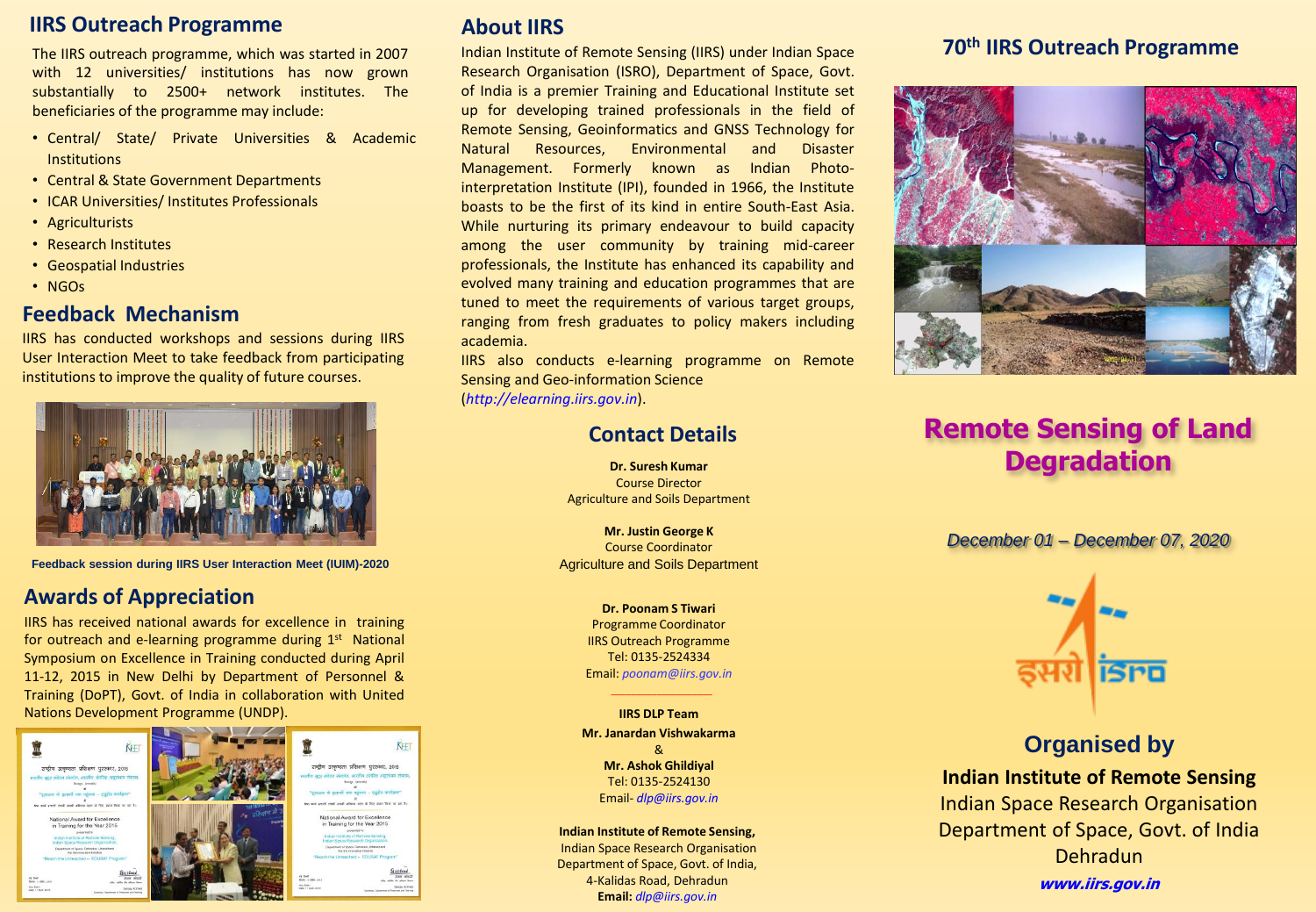## IIRS Outreach Programme

The IIRS outreach programme, which was started in 2007 with 12 universities/ institutions has now grown substantially to 2500+ network institutes. The beneficiaries of the programme may include:

- Central/ State/ Private Universities & Academic Institutions
- Central & State Government Departments
- ICAR Universities/ Institutes Professionals
- Agriculturists
- Research Institutes
- Geospatial Industries
- NGOs

## Feedback Mechanism

IIRS has conducted workshops and sessions during IIRS User Interaction Meet to take feedback from participating institutions to improve the quality of future courses.

**Feedback session during IIRS User Interaction Meet (IUIM)-2020**

## Awards of Appreciation

IIRS has received national awards for excellence in training for outreach and e-learning programme during 1st National Symposium on Excellence in Training conducted during April 11-12, 2015 in New Delhi by Department of Personnel & Training (DoPT), Govt. of India in collaboration with United Nations Development Programme (UNDP).

## About IIRS

Indian Institute of Remote Sensing (IIRS) under Indian Space Research Organisation (ISRO), Department of Space, Govt. of India is a premier Training and Educational Institute set up for developing trained professionals in the field of Remote Sensing, Geoinformatics and GNSS Technology for Natural Resources, Environmental and Disaster Management. Formerly known as Indian Photo-interpretation Institute (IPI), founded in 1966, the Institute boasts to be the first of its kind in entire South-East Asia. While nurturing its primary endeavour to build capacity among the user community by training mid-career professionals, the Institute has enhanced its capability and evolved many training and education programmes that are tuned to meet the requirements of various target groups, ranging from fresh graduates to policy makers including academia.

IIRS also conducts e-learning programme on Remote Sensing and Geo-information Science (*http://elearning.iirs.gov.in*).

## Contact Details

**Dr. Suresh Kumar**
Course Director
Agriculture and Soils Department

**Mr. Justin George K**
Course Coordinator
Agriculture and Soils Department

**Dr. Poonam S Tiwari**
Programme Coordinator
IIRS Outreach Programme
Tel: 0135-2524334
Email: *poonam@iirs.gov.in*

**IIRS DLP Team**
**Mr. Janardan Vishwakarma**
&
**Mr. Ashok Ghildiyal**
Tel: 0135-2524130
Email- *dlp@iirs.gov.in*

**Indian Institute of Remote Sensing,**
Indian Space Research Organisation
Department of Space, Govt. of India,
4-Kalidas Road, Dehradun
**Email:** *dlp@iirs.gov.in*

## 70th IIRS Outreach Programme

# Remote Sensing of Land Degradation

*December 01 – December 07, 2020*

## Organised by

**Indian Institute of Remote Sensing**
Indian Space Research Organisation
Department of Space, Govt. of India
Dehradun
***www.iirs.gov.in***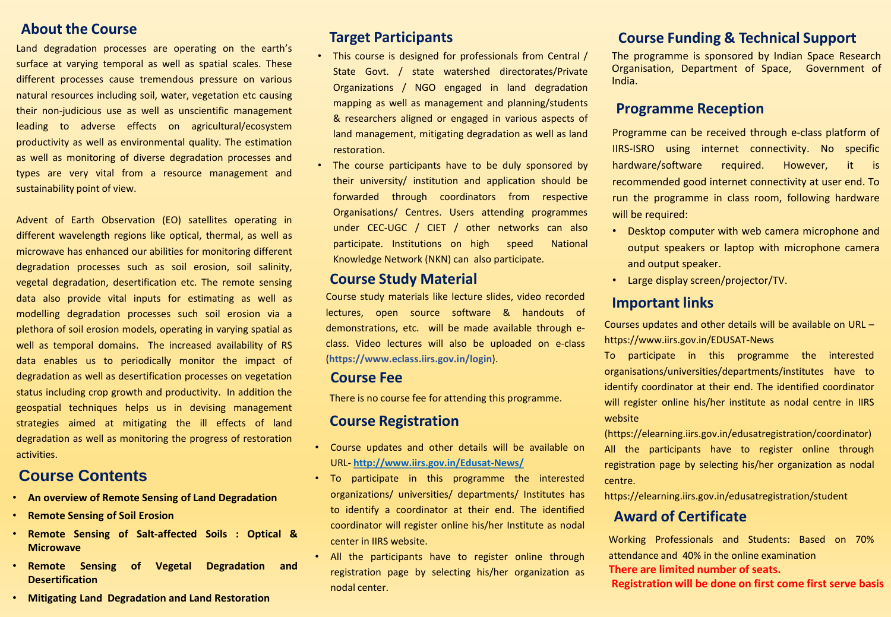## About the Course

Land degradation processes are operating on the earth's surface at varying temporal as well as spatial scales. These different processes cause tremendous pressure on various natural resources including soil, water, vegetation etc causing their non-judicious use as well as unscientific management leading to adverse effects on agricultural/ecosystem productivity as well as environmental quality. The estimation as well as monitoring of diverse degradation processes and types are very vital from a resource management and sustainability point of view.

Advent of Earth Observation (EO) satellites operating in different wavelength regions like optical, thermal, as well as microwave has enhanced our abilities for monitoring different degradation processes such as soil erosion, soil salinity, vegetal degradation, desertification etc. The remote sensing data also provide vital inputs for estimating as well as modelling degradation processes such soil erosion via a plethora of soil erosion models, operating in varying spatial as well as temporal domains. The increased availability of RS data enables us to periodically monitor the impact of degradation as well as desertification processes on vegetation status including crop growth and productivity. In addition the geospatial techniques helps us in devising management strategies aimed at mitigating the ill effects of land degradation as well as monitoring the progress of restoration activities.

## Course Contents

- **An overview of Remote Sensing of Land Degradation**
- **Remote Sensing of Soil Erosion**
- **Remote Sensing of Salt-affected Soils : Optical & Microwave**
- **Remote Sensing of Vegetal Degradation and Desertification**
- **Mitigating Land Degradation and Land Restoration**

## Target Participants

- This course is designed for professionals from Central / State Govt. / state watershed directorates/Private Organizations / NGO engaged in land degradation mapping as well as management and planning/students & researchers aligned or engaged in various aspects of land management, mitigating degradation as well as land restoration.
- The course participants have to be duly sponsored by their university/ institution and application should be forwarded through coordinators from respective Organisations/ Centres. Users attending programmes under CEC-UGC / CIET / other networks can also participate. Institutions on high speed National Knowledge Network (NKN) can also participate.

## Course Study Material

Course study materials like lecture slides, video recorded lectures, open source software & handouts of demonstrations, etc. will be made available through e-class. Video lectures will also be uploaded on e-class (**https://www.eclass.iirs.gov.in/login**).

## Course Fee

There is no course fee for attending this programme.

## Course Registration

- Course updates and other details will be available on URL- **http://www.iirs.gov.in/Edusat-News/**
- To participate in this programme the interested organizations/ universities/ departments/ Institutes has to identify a coordinator at their end. The identified coordinator will register online his/her Institute as nodal center in IIRS website.
- All the participants have to register online through registration page by selecting his/her organization as nodal center.

## Course Funding & Technical Support

The programme is sponsored by Indian Space Research Organisation, Department of Space, Government of India.

## Programme Reception

Programme can be received through e-class platform of IIRS-ISRO using internet connectivity. No specific hardware/software required. However, it is recommended good internet connectivity at user end. To run the programme in class room, following hardware will be required:

- Desktop computer with web camera microphone and output speakers or laptop with microphone camera and output speaker.
- Large display screen/projector/TV.

## Important links

Courses updates and other details will be available on URL – https://www.iirs.gov.in/EDUSAT-News

To participate in this programme the interested organisations/universities/departments/institutes have to identify coordinator at their end. The identified coordinator will register online his/her institute as nodal centre in IIRS website (https://elearning.iirs.gov.in/edusatregistration/coordinator)

All the participants have to register online through registration page by selecting his/her organization as nodal centre.

https://elearning.iirs.gov.in/edusatregistration/student

## Award of Certificate

Working Professionals and Students: Based on 70% attendance and 40% in the online examination

**There are limited number of seats.**

**Registration will be done on first come first serve basis**